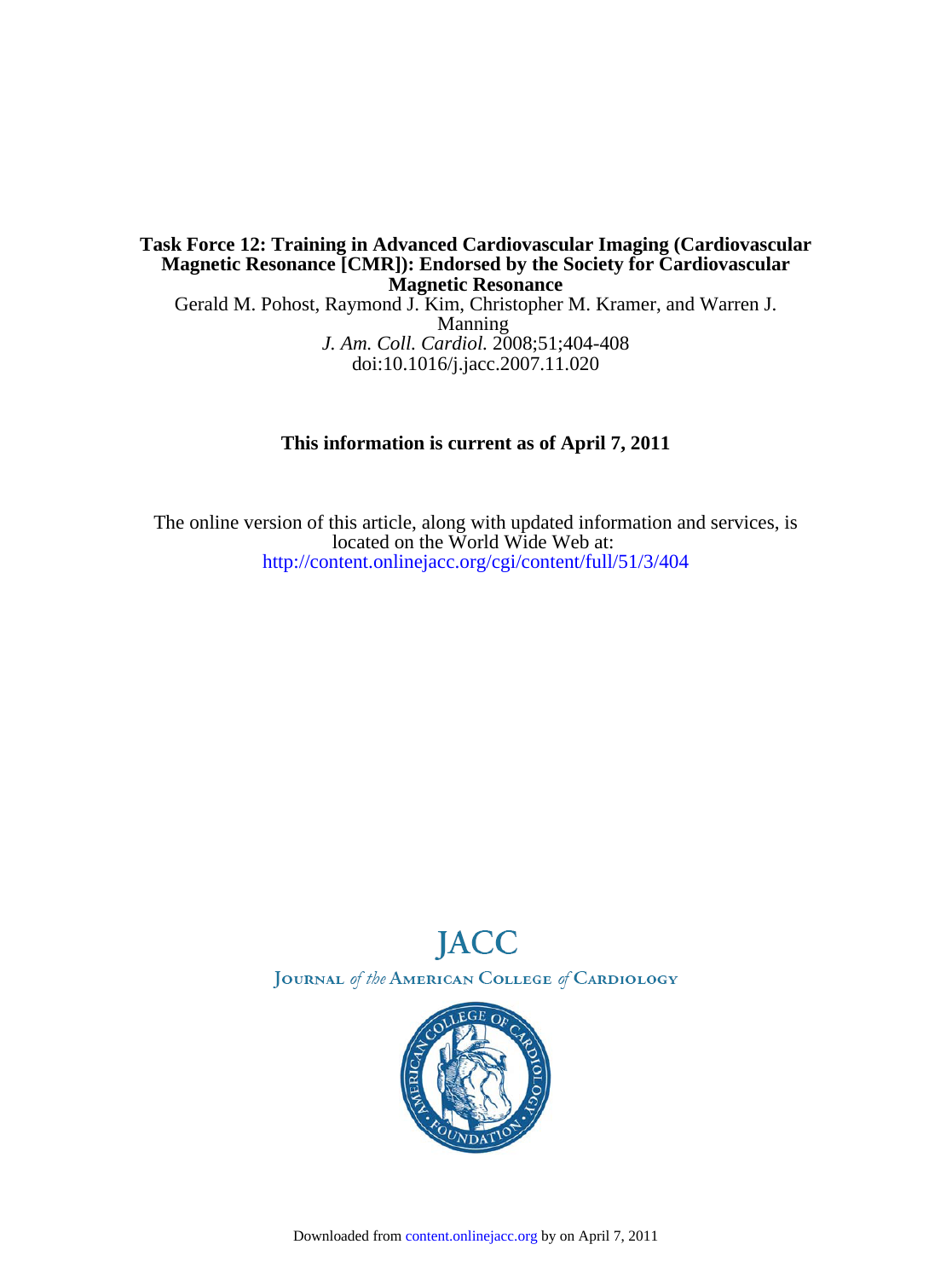**Task Force 12: Training in Advanced Cardiovascular Imaging (Cardiovascular Magnetic Resonance [CMR]): Endorsed by the Society for Cardiovascular Magnetic Resonance**

Gerald M. Pohost, Raymond J. Kim, Christopher M. Kramer, and Warren J. Manning

*J. Am. Coll. Cardiol.* 2008;51;404-408

doi:10.1016/j.jacc.2007.11.020

**This information is current as of April 7, 2011**

The online version of this article, along with updated information and services, is located on the World Wide Web at:

http://content.onlinejacc.org/cgi/content/full/51/3/404

JACC

Journal *of the* American College *of* Cardiology

Downloaded from content.onlinejacc.org by on April 7, 2011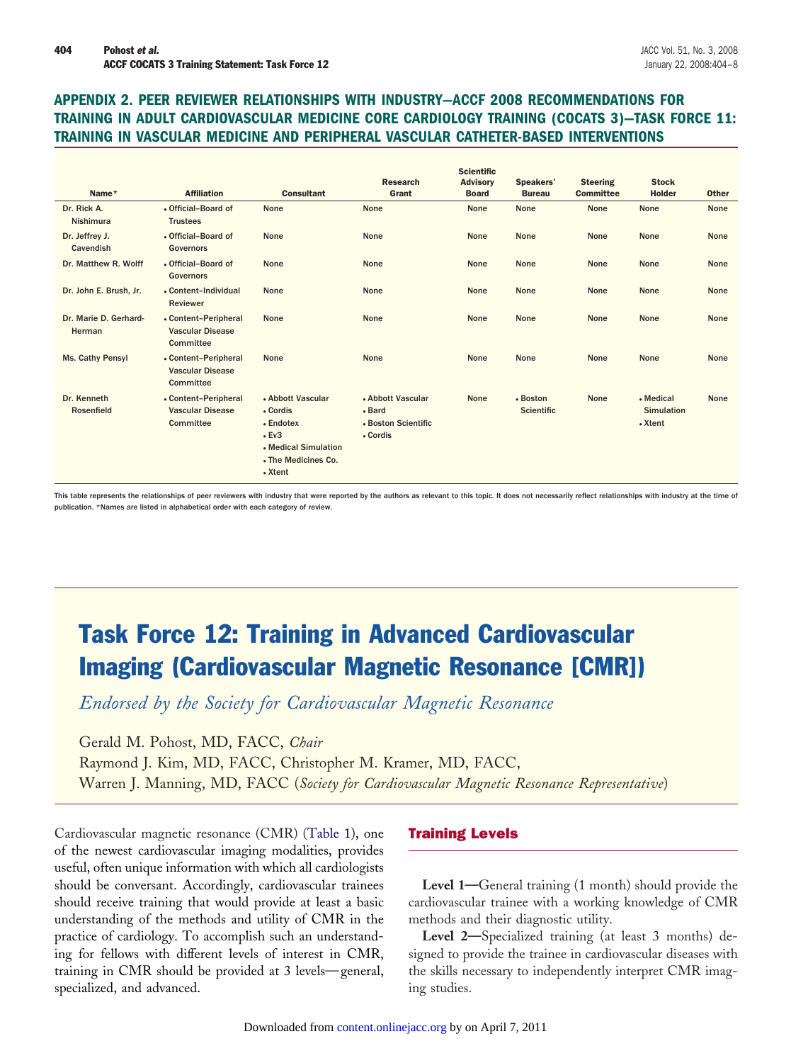## APPENDIX 2. PEER REVIEWER RELATIONSHIPS WITH INDUSTRY—ACCF 2008 RECOMMENDATIONS FOR TRAINING IN ADULT CARDIOVASCULAR MEDICINE CORE CARDIOLOGY TRAINING (COCATS 3)—TASK FORCE 11: TRAINING IN VASCULAR MEDICINE AND PERIPHERAL VASCULAR CATHETER-BASED INTERVENTIONS

| Name* | Affiliation | Consultant | Research Grant | Scientific Advisory Board | Speakers' Bureau | Steering Committee | Stock Holder | Other |
|---|---|---|---|---|---|---|---|---|
| Dr. Rick A. Nishimura | • Official–Board of Trustees | None | None | None | None | None | None | None |
| Dr. Jeffrey J. Cavendish | • Official–Board of Governors | None | None | None | None | None | None | None |
| Dr. Matthew R. Wolff | • Official–Board of Governors | None | None | None | None | None | None | None |
| Dr. John E. Brush, Jr. | • Content–Individual Reviewer | None | None | None | None | None | None | None |
| Dr. Marie D. Gerhard-Herman | • Content–Peripheral Vascular Disease Committee | None | None | None | None | None | None | None |
| Ms. Cathy Pensyl | • Content–Peripheral Vascular Disease Committee | None | None | None | None | None | None | None |
| Dr. Kenneth Rosenfield | • Content–Peripheral Vascular Disease Committee | • Abbott Vascular • Cordis • Endotex • Ev3 • Medical Simulation • The Medicines Co. • Xtent | • Abbott Vascular • Bard • Boston Scientific • Cordis | None | • Boston Scientific | None | • Medical Simulation • Xtent | None |

This table represents the relationships of peer reviewers with industry that were reported by the authors as relevant to this topic. It does not necessarily reflect relationships with industry at the time of publication. *Names are listed in alphabetical order with each category of review.

# Task Force 12: Training in Advanced Cardiovascular Imaging (Cardiovascular Magnetic Resonance [CMR])

*Endorsed by the Society for Cardiovascular Magnetic Resonance*

Gerald M. Pohost, MD, FACC, *Chair*

Raymond J. Kim, MD, FACC, Christopher M. Kramer, MD, FACC,

Warren J. Manning, MD, FACC (*Society for Cardiovascular Magnetic Resonance Representative*)

Cardiovascular magnetic resonance (CMR) (Table 1), one of the newest cardiovascular imaging modalities, provides useful, often unique information with which all cardiologists should be conversant. Accordingly, cardiovascular trainees should receive training that would provide at least a basic understanding of the methods and utility of CMR in the practice of cardiology. To accomplish such an understanding for fellows with different levels of interest in CMR, training in CMR should be provided at 3 levels—general, specialized, and advanced.

## Training Levels

**Level 1**—General training (1 month) should provide the cardiovascular trainee with a working knowledge of CMR methods and their diagnostic utility.

**Level 2**—Specialized training (at least 3 months) designed to provide the trainee in cardiovascular diseases with the skills necessary to independently interpret CMR imaging studies.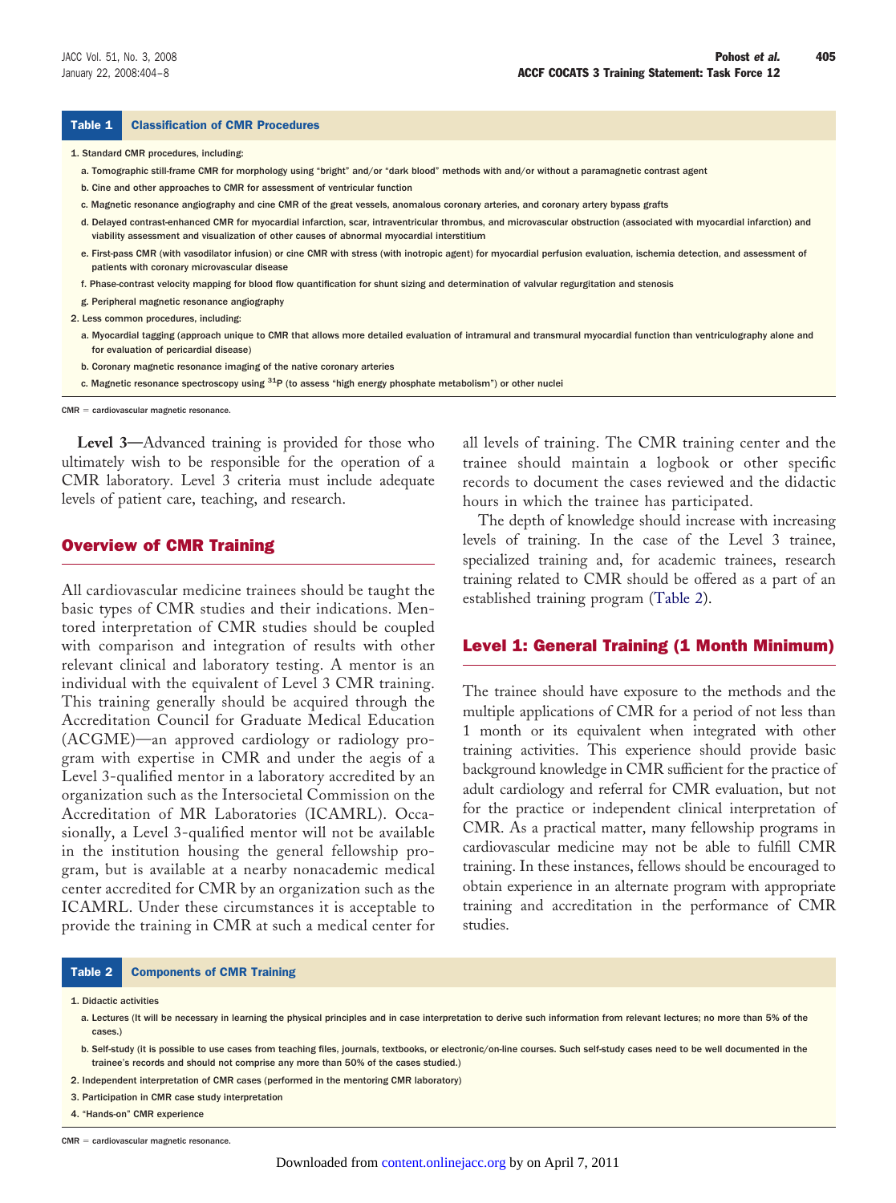**Table 1 Classification of CMR Procedures**

1. Standard CMR procedures, including:
   a. Tomographic still-frame CMR for morphology using "bright" and/or "dark blood" methods with and/or without a paramagnetic contrast agent
   b. Cine and other approaches to CMR for assessment of ventricular function
   c. Magnetic resonance angiography and cine CMR of the great vessels, anomalous coronary arteries, and coronary artery bypass grafts
   d. Delayed contrast-enhanced CMR for myocardial infarction, scar, intraventricular thrombus, and microvascular obstruction (associated with myocardial infarction) and viability assessment and visualization of other causes of abnormal myocardial interstitium
   e. First-pass CMR (with vasodilator infusion) or cine CMR with stress (with inotropic agent) for myocardial perfusion evaluation, ischemia detection, and assessment of patients with coronary microvascular disease
   f. Phase-contrast velocity mapping for blood flow quantification for shunt sizing and determination of valvular regurgitation and stenosis
   g. Peripheral magnetic resonance angiography
2. Less common procedures, including:
   a. Myocardial tagging (approach unique to CMR that allows more detailed evaluation of intramural and transmural myocardial function than ventriculography alone and for evaluation of pericardial disease)
   b. Coronary magnetic resonance imaging of the native coronary arteries
   c. Magnetic resonance spectroscopy using $^{31}P$ (to assess "high energy phosphate metabolism") or other nuclei

CMR = cardiovascular magnetic resonance.

**Level 3**—Advanced training is provided for those who ultimately wish to be responsible for the operation of a CMR laboratory. Level 3 criteria must include adequate levels of patient care, teaching, and research.

## Overview of CMR Training

All cardiovascular medicine trainees should be taught the basic types of CMR studies and their indications. Mentored interpretation of CMR studies should be coupled with comparison and integration of results with other relevant clinical and laboratory testing. A mentor is an individual with the equivalent of Level 3 CMR training. This training generally should be acquired through the Accreditation Council for Graduate Medical Education (ACGME)—an approved cardiology or radiology program with expertise in CMR and under the aegis of a Level 3-qualified mentor in a laboratory accredited by an organization such as the Intersocietal Commission on the Accreditation of MR Laboratories (ICAMRL). Occasionally, a Level 3-qualified mentor will not be available in the institution housing the general fellowship program, but is available at a nearby nonacademic medical center accredited for CMR by an organization such as the ICAMRL. Under these circumstances it is acceptable to provide the training in CMR at such a medical center for all levels of training. The CMR training center and the trainee should maintain a logbook or other specific records to document the cases reviewed and the didactic hours in which the trainee has participated.

The depth of knowledge should increase with increasing levels of training. In the case of the Level 3 trainee, specialized training and, for academic trainees, research training related to CMR should be offered as a part of an established training program (Table 2).

## Level 1: General Training (1 Month Minimum)

The trainee should have exposure to the methods and the multiple applications of CMR for a period of not less than 1 month or its equivalent when integrated with other training activities. This experience should provide basic background knowledge in CMR sufficient for the practice of adult cardiology and referral for CMR evaluation, but not for the practice or independent clinical interpretation of CMR. As a practical matter, many fellowship programs in cardiovascular medicine may not be able to fulfill CMR training. In these instances, fellows should be encouraged to obtain experience in an alternate program with appropriate training and accreditation in the performance of CMR studies.

**Table 2 Components of CMR Training**

1. Didactic activities
   a. Lectures (It will be necessary in learning the physical principles and in case interpretation to derive such information from relevant lectures; no more than 5% of the cases.)
   b. Self-study (it is possible to use cases from teaching files, journals, textbooks, or electronic/on-line courses. Such self-study cases need to be well documented in the trainee's records and should not comprise any more than 50% of the cases studied.)
2. Independent interpretation of CMR cases (performed in the mentoring CMR laboratory)
3. Participation in CMR case study interpretation
4. "Hands-on" CMR experience

CMR = cardiovascular magnetic resonance.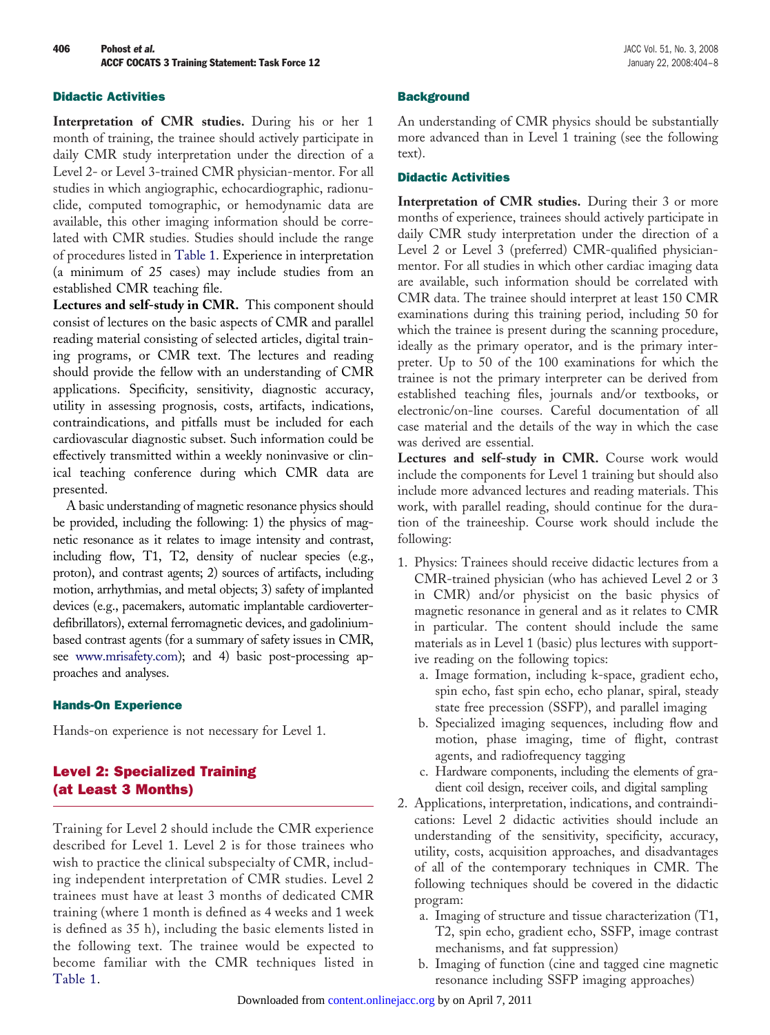### Didactic Activities

**Interpretation of CMR studies.** During his or her 1 month of training, the trainee should actively participate in daily CMR study interpretation under the direction of a Level 2- or Level 3-trained CMR physician-mentor. For all studies in which angiographic, echocardiographic, radionuclide, computed tomographic, or hemodynamic data are available, this other imaging information should be correlated with CMR studies. Studies should include the range of procedures listed in Table 1. Experience in interpretation (a minimum of 25 cases) may include studies from an established CMR teaching file.

**Lectures and self-study in CMR.** This component should consist of lectures on the basic aspects of CMR and parallel reading material consisting of selected articles, digital training programs, or CMR text. The lectures and reading should provide the fellow with an understanding of CMR applications. Specificity, sensitivity, diagnostic accuracy, utility in assessing prognosis, costs, artifacts, indications, contraindications, and pitfalls must be included for each cardiovascular diagnostic subset. Such information could be effectively transmitted within a weekly noninvasive or clinical teaching conference during which CMR data are presented.

A basic understanding of magnetic resonance physics should be provided, including the following: 1) the physics of magnetic resonance as it relates to image intensity and contrast, including flow, T1, T2, density of nuclear species (e.g., proton), and contrast agents; 2) sources of artifacts, including motion, arrhythmias, and metal objects; 3) safety of implanted devices (e.g., pacemakers, automatic implantable cardioverter-defibrillators), external ferromagnetic devices, and gadolinium-based contrast agents (for a summary of safety issues in CMR, see www.mrisafety.com); and 4) basic post-processing approaches and analyses.

### Hands-On Experience

Hands-on experience is not necessary for Level 1.

## Level 2: Specialized Training (at Least 3 Months)

Training for Level 2 should include the CMR experience described for Level 1. Level 2 is for those trainees who wish to practice the clinical subspecialty of CMR, including independent interpretation of CMR studies. Level 2 trainees must have at least 3 months of dedicated CMR training (where 1 month is defined as 4 weeks and 1 week is defined as 35 h), including the basic elements listed in the following text. The trainee would be expected to become familiar with the CMR techniques listed in Table 1.

### Background

An understanding of CMR physics should be substantially more advanced than in Level 1 training (see the following text).

### Didactic Activities

**Interpretation of CMR studies.** During their 3 or more months of experience, trainees should actively participate in daily CMR study interpretation under the direction of a Level 2 or Level 3 (preferred) CMR-qualified physician-mentor. For all studies in which other cardiac imaging data are available, such information should be correlated with CMR data. The trainee should interpret at least 150 CMR examinations during this training period, including 50 for which the trainee is present during the scanning procedure, ideally as the primary operator, and is the primary interpreter. Up to 50 of the 100 examinations for which the trainee is not the primary interpreter can be derived from established teaching files, journals and/or textbooks, or electronic/on-line courses. Careful documentation of all case material and the details of the way in which the case was derived are essential.

**Lectures and self-study in CMR.** Course work would include the components for Level 1 training but should also include more advanced lectures and reading materials. This work, with parallel reading, should continue for the duration of the traineeship. Course work should include the following:

1. Physics: Trainees should receive didactic lectures from a CMR-trained physician (who has achieved Level 2 or 3 in CMR) and/or physicist on the basic physics of magnetic resonance in general and as it relates to CMR in particular. The content should include the same materials as in Level 1 (basic) plus lectures with supportive reading on the following topics:
   a. Image formation, including k-space, gradient echo, spin echo, fast spin echo, echo planar, spiral, steady state free precession (SSFP), and parallel imaging
   b. Specialized imaging sequences, including flow and motion, phase imaging, time of flight, contrast agents, and radiofrequency tagging
   c. Hardware components, including the elements of gradient coil design, receiver coils, and digital sampling
2. Applications, interpretation, indications, and contraindications: Level 2 didactic activities should include an understanding of the sensitivity, specificity, accuracy, utility, costs, acquisition approaches, and disadvantages of all of the contemporary techniques in CMR. The following techniques should be covered in the didactic program:
   a. Imaging of structure and tissue characterization (T1, T2, spin echo, gradient echo, SSFP, image contrast mechanisms, and fat suppression)
   b. Imaging of function (cine and tagged cine magnetic resonance including SSFP imaging approaches)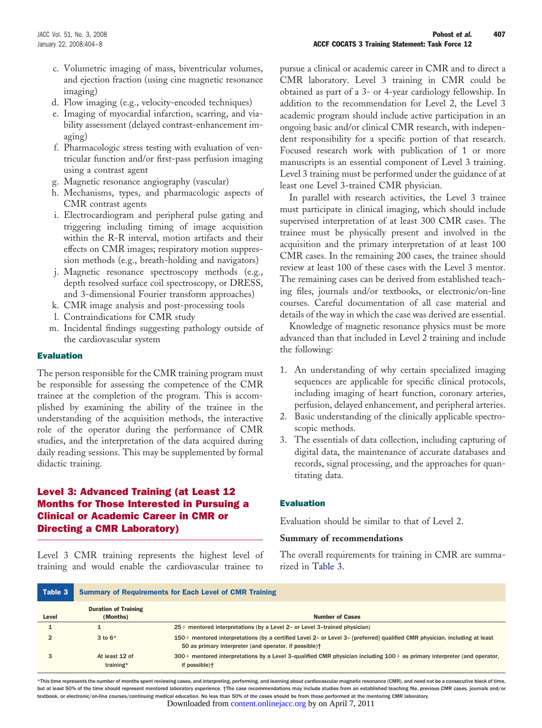c. Volumetric imaging of mass, biventricular volumes, and ejection fraction (using cine magnetic resonance imaging)
d. Flow imaging (e.g., velocity-encoded techniques)
e. Imaging of myocardial infarction, scarring, and viability assessment (delayed contrast-enhancement imaging)
f. Pharmacologic stress testing with evaluation of ventricular function and/or first-pass perfusion imaging using a contrast agent
g. Magnetic resonance angiography (vascular)
h. Mechanisms, types, and pharmacologic aspects of CMR contrast agents
i. Electrocardiogram and peripheral pulse gating and triggering including timing of image acquisition within the R-R interval, motion artifacts and their effects on CMR images; respiratory motion suppression methods (e.g., breath-holding and navigators)
j. Magnetic resonance spectroscopy methods (e.g., depth resolved surface coil spectroscopy, or DRESS, and 3-dimensional Fourier transform approaches)
k. CMR image analysis and post-processing tools
l. Contraindications for CMR study
m. Incidental findings suggesting pathology outside of the cardiovascular system

### Evaluation

The person responsible for the CMR training program must be responsible for assessing the competence of the CMR trainee at the completion of the program. This is accomplished by examining the ability of the trainee in the understanding of the acquisition methods, the interactive role of the operator during the performance of CMR studies, and the interpretation of the data acquired during daily reading sessions. This may be supplemented by formal didactic training.

## Level 3: Advanced Training (at Least 12 Months for Those Interested in Pursuing a Clinical or Academic Career in CMR or Directing a CMR Laboratory)

Level 3 CMR training represents the highest level of training and would enable the cardiovascular trainee to pursue a clinical or academic career in CMR and to direct a CMR laboratory. Level 3 training in CMR could be obtained as part of a 3- or 4-year cardiology fellowship. In addition to the recommendation for Level 2, the Level 3 academic program should include active participation in an ongoing basic and/or clinical CMR research, with independent responsibility for a specific portion of that research. Focused research work with publication of 1 or more manuscripts is an essential component of Level 3 training. Level 3 training must be performed under the guidance of at least one Level 3-trained CMR physician.

In parallel with research activities, the Level 3 trainee must participate in clinical imaging, which should include supervised interpretation of at least 300 CMR cases. The trainee must be physically present and involved in the acquisition and the primary interpretation of at least 100 CMR cases. In the remaining 200 cases, the trainee should review at least 100 of these cases with the Level 3 mentor. The remaining cases can be derived from established teaching files, journals and/or textbooks, or electronic/on-line courses. Careful documentation of all case material and details of the way in which the case was derived are essential.

Knowledge of magnetic resonance physics must be more advanced than that included in Level 2 training and include the following:

1. An understanding of why certain specialized imaging sequences are applicable for specific clinical protocols, including imaging of heart function, coronary arteries, perfusion, delayed enhancement, and peripheral arteries.
2. Basic understanding of the clinically applicable spectroscopic methods.
3. The essentials of data collection, including capturing of digital data, the maintenance of accurate databases and records, signal processing, and the approaches for quantitating data.

### Evaluation

Evaluation should be similar to that of Level 2.

**Summary of recommendations**

The overall requirements for training in CMR are summarized in Table 3.

**Table 3 Summary of Requirements for Each Level of CMR Training**

| Level | Duration of Training (Months) | Number of Cases |
|---|---|---|
| 1 | 1 | 25+ mentored interpretations (by a Level 2– or Level 3–trained physician) |
| 2 | 3 to 6* | 150+ mentored interpretations (by a certified Level 2– or Level 3– [preferred] qualified CMR physician, including at least 50 as primary interpreter (and operator, if possible)† |
| 3 | At least 12 of training* | 300+ mentored interpretations by a Level 3–qualified CMR physician including 100+ as primary interpreter (and operator, if possible)† |

*This time represents the number of months spent reviewing cases, and interpreting, performing, and learning about cardiovascular magnetic resonance (CMR), and need not be a consecutive block of time, but at least 50% of the time should represent mentored laboratory experience. †The case recommendations may include studies from an established teaching file, previous CMR cases, journals and/or textbook, or electronic/on-line courses/continuing medical education. No less than 50% of the cases should be from those performed at the mentoring CMR laboratory.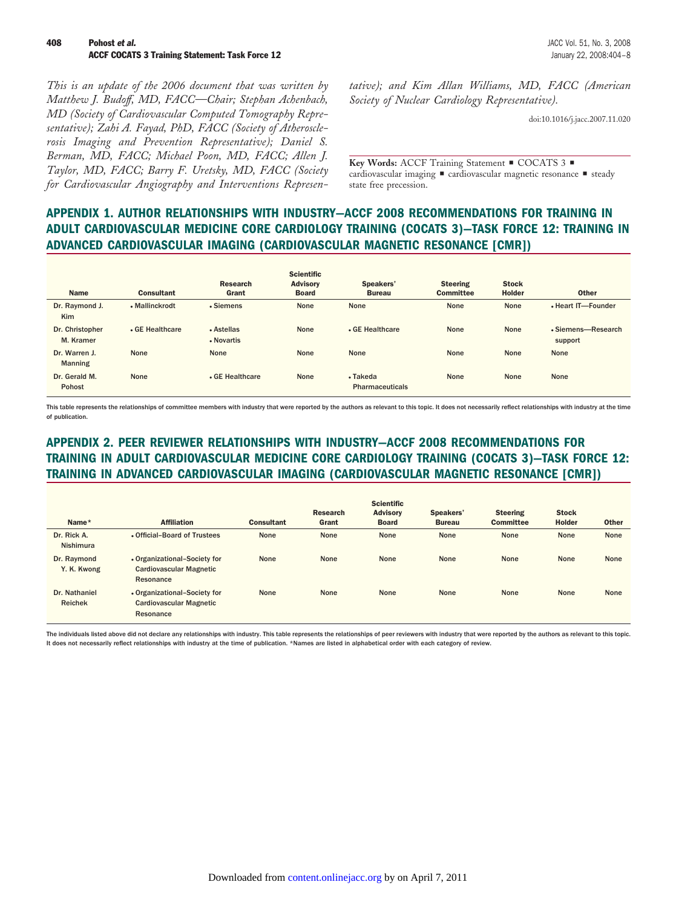*This is an update of the 2006 document that was written by Matthew J. Budoff, MD, FACC—Chair; Stephan Achenbach, MD (Society of Cardiovascular Computed Tomography Representative); Zahi A. Fayad, PhD, FACC (Society of Atherosclerosis Imaging and Prevention Representative); Daniel S. Berman, MD, FACC; Michael Poon, MD, FACC; Allen J. Taylor, MD, FACC; Barry F. Uretsky, MD, FACC (Society for Cardiovascular Angiography and Interventions Representative); and Kim Allan Williams, MD, FACC (American Society of Nuclear Cardiology Representative).*

doi:10.1016/j.jacc.2007.11.020

**Key Words:** ACCF Training Statement ■ COCATS 3 ■ cardiovascular imaging ■ cardiovascular magnetic resonance ■ steady state free precession.

## APPENDIX 1. AUTHOR RELATIONSHIPS WITH INDUSTRY—ACCF 2008 RECOMMENDATIONS FOR TRAINING IN ADULT CARDIOVASCULAR MEDICINE CORE CARDIOLOGY TRAINING (COCATS 3)—TASK FORCE 12: TRAINING IN ADVANCED CARDIOVASCULAR IMAGING (CARDIOVASCULAR MAGNETIC RESONANCE [CMR])

| Name | Consultant | Research Grant | Scientific Advisory Board | Speakers' Bureau | Steering Committee | Stock Holder | Other |
|---|---|---|---|---|---|---|---|
| Dr. Raymond J. Kim | • Mallinckrodt | • Siemens | None | None | None | None | • Heart IT—Founder |
| Dr. Christopher M. Kramer | • GE Healthcare | • Astellas<br>• Novartis | None | • GE Healthcare | None | None | • Siemens—Research support |
| Dr. Warren J. Manning | None | None | None | None | None | None | None |
| Dr. Gerald M. Pohost | None | • GE Healthcare | None | • Takeda Pharmaceuticals | None | None | None |

This table represents the relationships of committee members with industry that were reported by the authors as relevant to this topic. It does not necessarily reflect relationships with industry at the time of publication.

## APPENDIX 2. PEER REVIEWER RELATIONSHIPS WITH INDUSTRY—ACCF 2008 RECOMMENDATIONS FOR TRAINING IN ADULT CARDIOVASCULAR MEDICINE CORE CARDIOLOGY TRAINING (COCATS 3)—TASK FORCE 12: TRAINING IN ADVANCED CARDIOVASCULAR IMAGING (CARDIOVASCULAR MAGNETIC RESONANCE [CMR])

| Name* | Affiliation | Consultant | Research Grant | Scientific Advisory Board | Speakers' Bureau | Steering Committee | Stock Holder | Other |
|---|---|---|---|---|---|---|---|---|
| Dr. Rick A. Nishimura | • Official–Board of Trustees | None | None | None | None | None | None | None |
| Dr. Raymond Y. K. Kwong | • Organizational–Society for Cardiovascular Magnetic Resonance | None | None | None | None | None | None | None |
| Dr. Nathaniel Reichek | • Organizational–Society for Cardiovascular Magnetic Resonance | None | None | None | None | None | None | None |

The individuals listed above did not declare any relationships with industry. This table represents the relationships of peer reviewers with industry that were reported by the authors as relevant to this topic. It does not necessarily reflect relationships with industry at the time of publication. *Names are listed in alphabetical order with each category of review.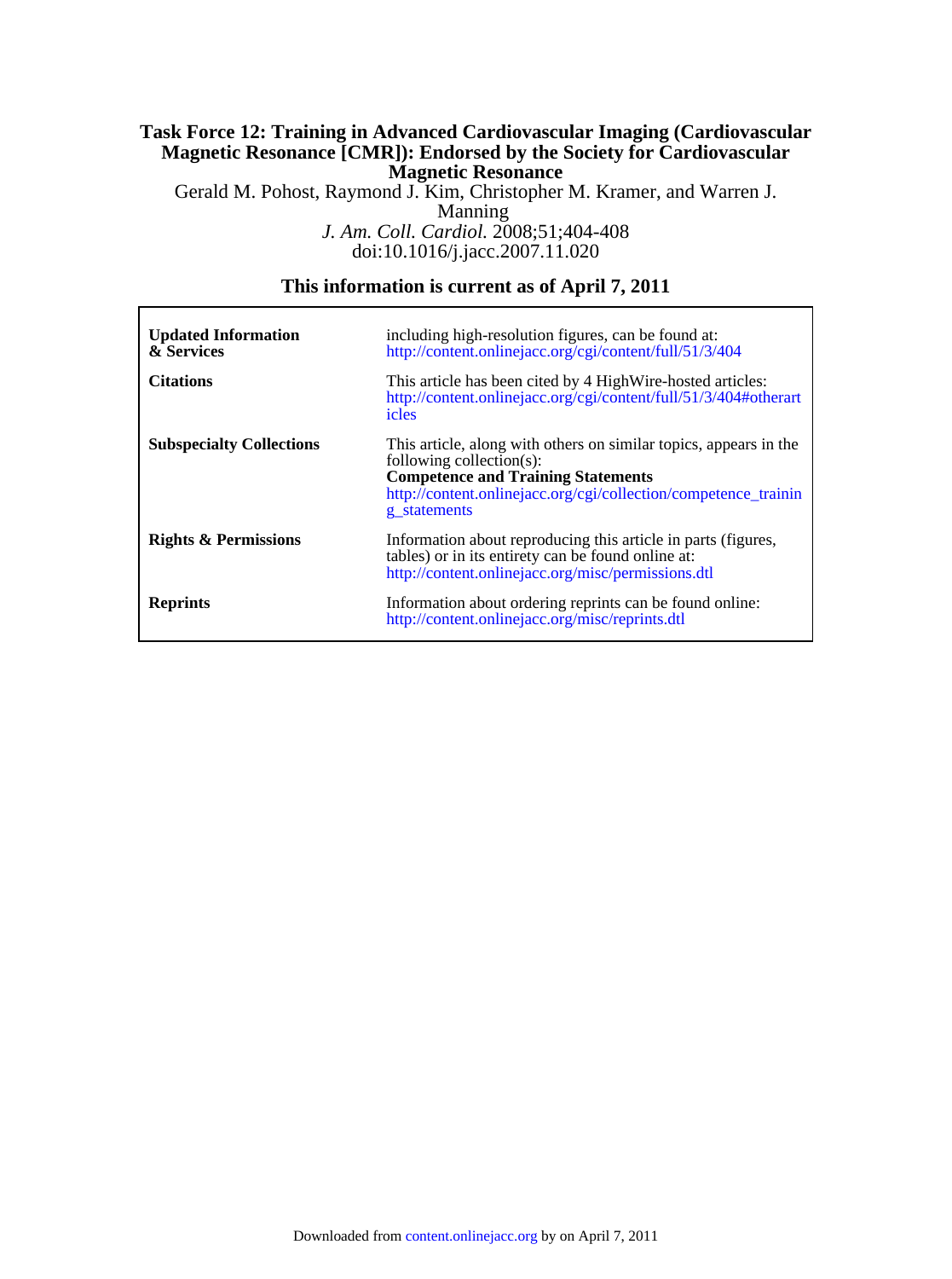**Task Force 12: Training in Advanced Cardiovascular Imaging (Cardiovascular Magnetic Resonance [CMR]): Endorsed by the Society for Cardiovascular Magnetic Resonance**

Gerald M. Pohost, Raymond J. Kim, Christopher M. Kramer, and Warren J. Manning

*J. Am. Coll. Cardiol.* 2008;51;404-408

doi:10.1016/j.jacc.2007.11.020

**This information is current as of April 7, 2011**

| | |
|---|---|
| **Updated Information & Services** | including high-resolution figures, can be found at: http://content.onlinejacc.org/cgi/content/full/51/3/404 |
| **Citations** | This article has been cited by 4 HighWire-hosted articles: http://content.onlinejacc.org/cgi/content/full/51/3/404#otherarticles |
| **Subspecialty Collections** | This article, along with others on similar topics, appears in the following collection(s): **Competence and Training Statements** http://content.onlinejacc.org/cgi/collection/competence_training_statements |
| **Rights & Permissions** | Information about reproducing this article in parts (figures, tables) or in its entirety can be found online at: http://content.onlinejacc.org/misc/permissions.dtl |
| **Reprints** | Information about ordering reprints can be found online: http://content.onlinejacc.org/misc/reprints.dtl |

Downloaded from content.onlinejacc.org by on April 7, 2011